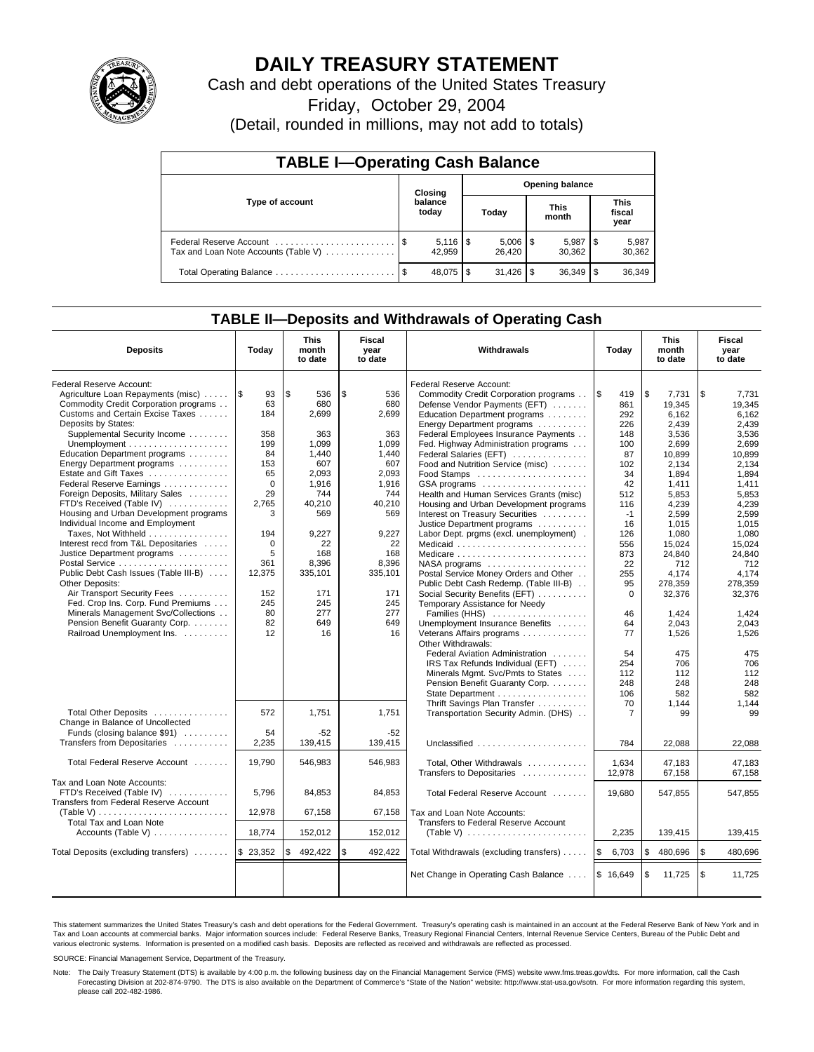# DAILY TREASURY STATEMENT

Cash and debt operations of the United States Treasury

Friday, October 29, 2004

(Detail, rounded in millions, may not add to totals)

## TABLE I—Operating Cash Balance

| Type of account | Closing balance today | Opening balance Today | Opening balance This month | Opening balance This fiscal year |
|---|---|---|---|---|
| Federal Reserve Account | $ 5,116 | $ 5,006 | $ 5,987 | $ 5,987 |
| Tax and Loan Note Accounts (Table V) | 42,959 | 26,420 | 30,362 | 30,362 |
| Total Operating Balance | $ 48,075 | $ 31,426 | $ 36,349 | $ 36,349 |

## TABLE II—Deposits and Withdrawals of Operating Cash

| Deposits | Today | This month to date | Fiscal year to date |
|---|---|---|---|
| Federal Reserve Account: | | | |
| Agriculture Loan Repayments (misc) | $ 93 | $ 536 | $ 536 |
| Commodity Credit Corporation programs | 63 | 680 | 680 |
| Customs and Certain Excise Taxes | 184 | 2,699 | 2,699 |
| Deposits by States: | | | |
| Supplemental Security Income | 358 | 363 | 363 |
| Unemployment | 199 | 1,099 | 1,099 |
| Education Department programs | 84 | 1,440 | 1,440 |
| Energy Department programs | 153 | 607 | 607 |
| Estate and Gift Taxes | 65 | 2,093 | 2,093 |
| Federal Reserve Earnings | 0 | 1,916 | 1,916 |
| Foreign Deposits, Military Sales | 29 | 744 | 744 |
| FTD's Received (Table IV) | 2,765 | 40,210 | 40,210 |
| Housing and Urban Development programs | 3 | 569 | 569 |
| Individual Income and Employment Taxes, Not Withheld | 194 | 9,227 | 9,227 |
| Interest recd from T&L Depositaries | 0 | 22 | 22 |
| Justice Department programs | 5 | 168 | 168 |
| Postal Service | 361 | 8,396 | 8,396 |
| Public Debt Cash Issues (Table III-B) | 12,375 | 335,101 | 335,101 |
| Other Deposits: | | | |
| Air Transport Security Fees | 152 | 171 | 171 |
| Fed. Crop Ins. Corp. Fund Premiums | 245 | 245 | 245 |
| Minerals Management Svc/Collections | 80 | 277 | 277 |
| Pension Benefit Guaranty Corp. | 82 | 649 | 649 |
| Railroad Unemployment Ins. | 12 | 16 | 16 |
| Total Other Deposits | 572 | 1,751 | 1,751 |
| Change in Balance of Uncollected Funds (closing balance $91) | 54 | -52 | -52 |
| Transfers from Depositaries | 2,235 | 139,415 | 139,415 |
| Total Federal Reserve Account | 19,790 | 546,983 | 546,983 |
| Tax and Loan Note Accounts: | | | |
| FTD's Received (Table IV) | 5,796 | 84,853 | 84,853 |
| Transfers from Federal Reserve Account (Table V) | 12,978 | 67,158 | 67,158 |
| Total Tax and Loan Note Accounts (Table V) | 18,774 | 152,012 | 152,012 |
| Total Deposits (excluding transfers) | $ 23,352 | $ 492,422 | $ 492,422 |

| Withdrawals | Today | This month to date | Fiscal year to date |
|---|---|---|---|
| Federal Reserve Account: | | | |
| Commodity Credit Corporation programs | $ 419 | $ 7,731 | $ 7,731 |
| Defense Vendor Payments (EFT) | 861 | 19,345 | 19,345 |
| Education Department programs | 292 | 6,162 | 6,162 |
| Energy Department programs | 226 | 2,439 | 2,439 |
| Federal Employees Insurance Payments | 148 | 3,536 | 3,536 |
| Fed. Highway Administration programs | 100 | 2,699 | 2,699 |
| Federal Salaries (EFT) | 87 | 10,899 | 10,899 |
| Food and Nutrition Service (misc) | 102 | 2,134 | 2,134 |
| Food Stamps | 34 | 1,894 | 1,894 |
| GSA programs | 42 | 1,411 | 1,411 |
| Health and Human Services Grants (misc) | 512 | 5,853 | 5,853 |
| Housing and Urban Development programs | 116 | 4,239 | 4,239 |
| Interest on Treasury Securities | -1 | 2,599 | 2,599 |
| Justice Department programs | 16 | 1,015 | 1,015 |
| Labor Dept. prgms (excl. unemployment) | 126 | 1,080 | 1,080 |
| Medicaid | 556 | 15,024 | 15,024 |
| Medicare | 873 | 24,840 | 24,840 |
| NASA programs | 22 | 712 | 712 |
| Postal Service Money Orders and Other | 255 | 4,174 | 4,174 |
| Public Debt Cash Redemp. (Table III-B) | 95 | 278,359 | 278,359 |
| Social Security Benefits (EFT) | 0 | 32,376 | 32,376 |
| Temporary Assistance for Needy Families (HHS) | 46 | 1,424 | 1,424 |
| Unemployment Insurance Benefits | 64 | 2,043 | 2,043 |
| Veterans Affairs programs | 77 | 1,526 | 1,526 |
| Other Withdrawals: | | | |
| Federal Aviation Administration | 54 | 475 | 475 |
| IRS Tax Refunds Individual (EFT) | 254 | 706 | 706 |
| Minerals Mgmt. Svc/Pmts to States | 112 | 112 | 112 |
| Pension Benefit Guaranty Corp. | 248 | 248 | 248 |
| State Department | 106 | 582 | 582 |
| Thrift Savings Plan Transfer | 70 | 1,144 | 1,144 |
| Transportation Security Admin. (DHS) | 7 | 99 | 99 |
| Unclassified | 784 | 22,088 | 22,088 |
| Total, Other Withdrawals | 1,634 | 47,183 | 47,183 |
| Transfers to Depositaries | 12,978 | 67,158 | 67,158 |
| Total Federal Reserve Account | 19,680 | 547,855 | 547,855 |
| Tax and Loan Note Accounts: | | | |
| Transfers to Federal Reserve Account (Table V) | 2,235 | 139,415 | 139,415 |
| Total Withdrawals (excluding transfers) | $ 6,703 | $ 480,696 | $ 480,696 |
| Net Change in Operating Cash Balance | $ 16,649 | $ 11,725 | $ 11,725 |

This statement summarizes the United States Treasury's cash and debt operations for the Federal Government. Treasury's operating cash is maintained in an account at the Federal Reserve Bank of New York and in Tax and Loan accounts at commercial banks. Major information sources include: Federal Reserve Banks, Treasury Regional Financial Centers, Internal Revenue Service Centers, Bureau of the Public Debt and various electronic systems. Information is presented on a modified cash basis. Deposits are reflected as received and withdrawals are reflected as processed.

SOURCE: Financial Management Service, Department of the Treasury.

Note: The Daily Treasury Statement (DTS) is available by 4:00 p.m. the following business day on the Financial Management Service (FMS) website www.fms.treas.gov/dts. For more information, call the Cash Forecasting Division at 202-874-9790. The DTS is also available on the Department of Commerce's "State of the Nation" website: http://www.stat-usa.gov/sotn. For more information regarding this system, please call 202-482-1986.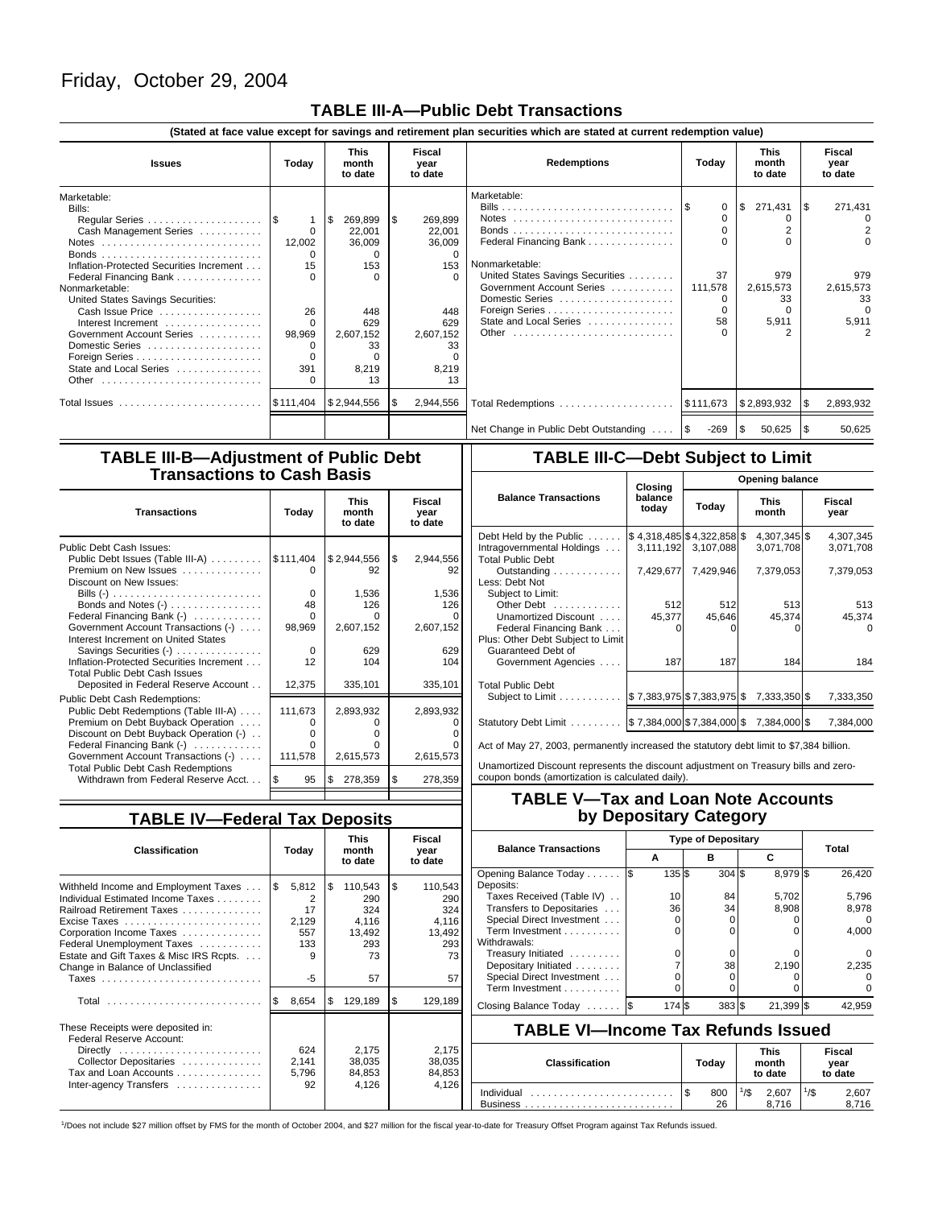# Friday, October 29, 2004

## TABLE III-A—Public Debt Transactions

(Stated at face value except for savings and retirement plan securities which are stated at current redemption value)

| Issues | Today | This month to date | Fiscal year to date | Redemptions | Today | This month to date | Fiscal year to date |
|---|---|---|---|---|---|---|---|
| Marketable: | | | | Marketable: | | | |
| Bills: | | | | Bills | $ 0 | $ 271,431 | $ 271,431 |
| Regular Series | $ 1 | $ 269,899 | $ 269,899 | Notes | 0 | 0 | 0 |
| Cash Management Series | 0 | 22,001 | 22,001 | Bonds | 0 | 2 | 2 |
| Notes | 12,002 | 36,009 | 36,009 | Federal Financing Bank | 0 | 0 | 0 |
| Bonds | 0 | 0 | 0 | | | | |
| Inflation-Protected Securities Increment | 15 | 153 | 153 | Nonmarketable: | | | |
| Federal Financing Bank | 0 | 0 | 0 | United States Savings Securities | 37 | 979 | 979 |
| Nonmarketable: | | | | Government Account Series | 111,578 | 2,615,573 | 2,615,573 |
| United States Savings Securities: | | | | Domestic Series | 0 | 33 | 33 |
| Cash Issue Price | 26 | 448 | 448 | Foreign Series | 0 | 0 | 0 |
| Interest Increment | 0 | 629 | 629 | State and Local Series | 58 | 5,911 | 5,911 |
| Government Account Series | 98,969 | 2,607,152 | 2,607,152 | Other | 0 | 2 | 2 |
| Domestic Series | 0 | 33 | 33 | | | | |
| Foreign Series | 0 | 0 | 0 | | | | |
| State and Local Series | 391 | 8,219 | 8,219 | | | | |
| Other | 0 | 13 | 13 | | | | |
| Total Issues | $111,404 | $2,944,556 | $ 2,944,556 | Total Redemptions | $111,673 | $2,893,932 | $ 2,893,932 |
| | | | | Net Change in Public Debt Outstanding | $ -269 | $ 50,625 | $ 50,625 |

## TABLE III-B—Adjustment of Public Debt Transactions to Cash Basis

| Transactions | Today | This month to date | Fiscal year to date |
|---|---|---|---|
| Public Debt Cash Issues: | | | |
| Public Debt Issues (Table III-A) | $111,404 | $2,944,556 | $ 2,944,556 |
| Premium on New Issues | 0 | 92 | 92 |
| Discount on New Issues: | | | |
| Bills (-) | 0 | 1,536 | 1,536 |
| Bonds and Notes (-) | 48 | 126 | 126 |
| Federal Financing Bank (-) | 0 | 0 | 0 |
| Government Account Transactions (-) | 98,969 | 2,607,152 | 2,607,152 |
| Interest Increment on United States Savings Securities (-) | 0 | 629 | 629 |
| Inflation-Protected Securities Increment | 12 | 104 | 104 |
| Total Public Debt Cash Issues Deposited in Federal Reserve Account | 12,375 | 335,101 | 335,101 |
| Public Debt Cash Redemptions: | | | |
| Public Debt Redemptions (Table III-A) | 111,673 | 2,893,932 | 2,893,932 |
| Premium on Debt Buyback Operation | 0 | 0 | 0 |
| Discount on Debt Buyback Operation (-) | 0 | 0 | 0 |
| Federal Financing Bank (-) | 0 | 0 | 0 |
| Government Account Transactions (-) | 111,578 | 2,615,573 | 2,615,573 |
| Total Public Debt Cash Redemptions Withdrawn from Federal Reserve Acct. | $ 95 | $ 278,359 | $ 278,359 |

## TABLE III-C—Debt Subject to Limit

| Balance Transactions | Closing balance today | Opening balance Today | Opening balance This month | Opening balance Fiscal year |
|---|---|---|---|---|
| Debt Held by the Public | $ 4,318,485 | $ 4,322,858 | $ 4,307,345 | $ 4,307,345 |
| Intragovernmental Holdings | 3,111,192 | 3,107,088 | 3,071,708 | 3,071,708 |
| Total Public Debt Outstanding | 7,429,677 | 7,429,946 | 7,379,053 | 7,379,053 |
| Less: Debt Not Subject to Limit: | | | | |
| Other Debt | 512 | 512 | 513 | 513 |
| Unamortized Discount | 45,377 | 45,646 | 45,374 | 45,374 |
| Federal Financing Bank | 0 | 0 | 0 | 0 |
| Plus: Other Debt Subject to Limit Guaranteed Debt of Government Agencies | 187 | 187 | 184 | 184 |
| Total Public Debt Subject to Limit | $ 7,383,975 | $ 7,383,975 | $ 7,333,350 | $ 7,333,350 |
| Statutory Debt Limit | $ 7,384,000 | $ 7,384,000 | $ 7,384,000 | $ 7,384,000 |

Act of May 27, 2003, permanently increased the statutory debt limit to $7,384 billion.

Unamortized Discount represents the discount adjustment on Treasury bills and zero-coupon bonds (amortization is calculated daily).

## TABLE IV—Federal Tax Deposits

| Classification | Today | This month to date | Fiscal year to date |
|---|---|---|---|
| Withheld Income and Employment Taxes | $ 5,812 | $ 110,543 | $ 110,543 |
| Individual Estimated Income Taxes | 2 | 290 | 290 |
| Railroad Retirement Taxes | 17 | 324 | 324 |
| Excise Taxes | 2,129 | 4,116 | 4,116 |
| Corporation Income Taxes | 557 | 13,492 | 13,492 |
| Federal Unemployment Taxes | 133 | 293 | 293 |
| Estate and Gift Taxes & Misc IRS Rcpts. | 9 | 73 | 73 |
| Change in Balance of Unclassified Taxes | -5 | 57 | 57 |
| Total | $ 8,654 | $ 129,189 | $ 129,189 |
| These Receipts were deposited in: | | | |
| Federal Reserve Account: | | | |
| Directly | 624 | 2,175 | 2,175 |
| Collector Depositaries | 2,141 | 38,035 | 38,035 |
| Tax and Loan Accounts | 5,796 | 84,853 | 84,853 |
| Inter-agency Transfers | 92 | 4,126 | 4,126 |

## TABLE V—Tax and Loan Note Accounts by Depositary Category

| Balance Transactions | Type of Depositary A | Type of Depositary B | Type of Depositary C | Total |
|---|---|---|---|---|
| Opening Balance Today | $ 135 | $ 304 | $ 8,979 | $ 26,420 |
| Deposits: | | | | |
| Taxes Received (Table IV) | 10 | 84 | 5,702 | 5,796 |
| Transfers to Depositaries | 36 | 34 | 8,908 | 8,978 |
| Special Direct Investment | 0 | 0 | 0 | 0 |
| Term Investment | 0 | 0 | 0 | 4,000 |
| Withdrawals: | | | | |
| Treasury Initiated | 0 | 0 | 0 | 0 |
| Depositary Initiated | 7 | 38 | 2,190 | 2,235 |
| Special Direct Investment | 0 | 0 | 0 | 0 |
| Term Investment | 0 | 0 | 0 | 0 |
| Closing Balance Today | $ 174 | $ 383 | $ 21,399 | $ 42,959 |

## TABLE VI—Income Tax Refunds Issued

| Classification | Today | This month to date | Fiscal year to date |
|---|---|---|---|
| Individual | $ 800 | [1]/$ 2,607 | [1]/$ 2,607 |
| Business | 26 | 8,716 | 8,716 |

[1]/Does not include $27 million offset by FMS for the month of October 2004, and $27 million for the fiscal year-to-date for Treasury Offset Program against Tax Refunds issued.